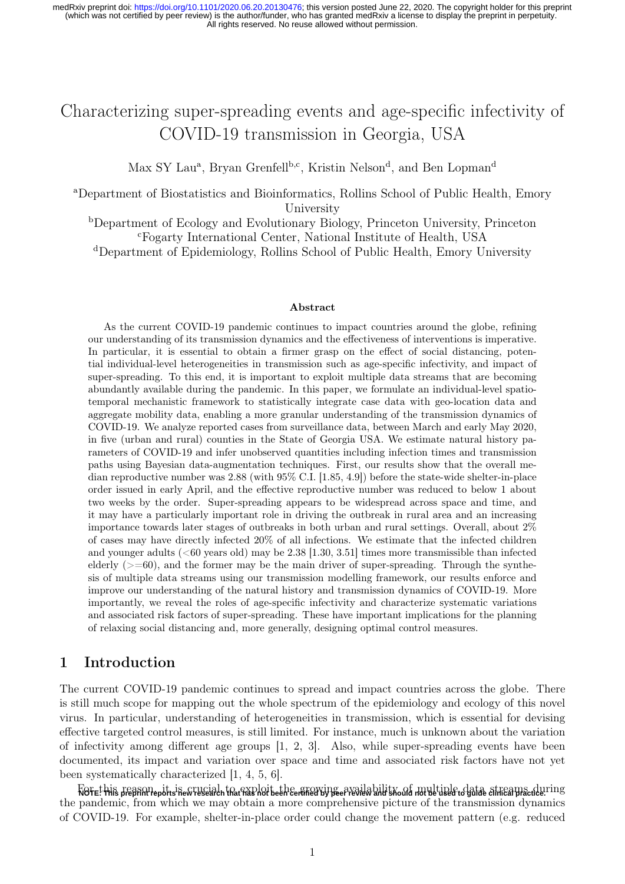# Characterizing super-spreading events and age-specific infectivity of COVID-19 transmission in Georgia, USA

Max SY Lau[a], Bryan Grenfell[b,c], Kristin Nelson[d], and Ben Lopman[d]

[a]Department of Biostatistics and Bioinformatics, Rollins School of Public Health, Emory University

[b]Department of Ecology and Evolutionary Biology, Princeton University, Princeton

[c]Fogarty International Center, National Institute of Health, USA

[d]Department of Epidemiology, Rollins School of Public Health, Emory University

### Abstract

As the current COVID-19 pandemic continues to impact countries around the globe, refining our understanding of its transmission dynamics and the effectiveness of interventions is imperative. In particular, it is essential to obtain a firmer grasp on the effect of social distancing, potential individual-level heterogeneities in transmission such as age-specific infectivity, and impact of super-spreading. To this end, it is important to exploit multiple data streams that are becoming abundantly available during the pandemic. In this paper, we formulate an individual-level spatio-temporal mechanistic framework to statistically integrate case data with geo-location data and aggregate mobility data, enabling a more granular understanding of the transmission dynamics of COVID-19. We analyze reported cases from surveillance data, between March and early May 2020, in five (urban and rural) counties in the State of Georgia USA. We estimate natural history parameters of COVID-19 and infer unobserved quantities including infection times and transmission paths using Bayesian data-augmentation techniques. First, our results show that the overall median reproductive number was 2.88 (with 95% C.I. [1.85, 4.9]) before the state-wide shelter-in-place order issued in early April, and the effective reproductive number was reduced to below 1 about two weeks by the order. Super-spreading appears to be widespread across space and time, and it may have a particularly important role in driving the outbreak in rural area and an increasing importance towards later stages of outbreaks in both urban and rural settings. Overall, about 2% of cases may have directly infected 20% of all infections. We estimate that the infected children and younger adults (<60 years old) may be 2.38 [1.30, 3.51] times more transmissible than infected elderly (>=60), and the former may be the main driver of super-spreading. Through the synthesis of multiple data streams using our transmission modelling framework, our results enforce and improve our understanding of the natural history and transmission dynamics of COVID-19. More importantly, we reveal the roles of age-specific infectivity and characterize systematic variations and associated risk factors of super-spreading. These have important implications for the planning of relaxing social distancing and, more generally, designing optimal control measures.

## 1 Introduction

The current COVID-19 pandemic continues to spread and impact countries across the globe. There is still much scope for mapping out the whole spectrum of the epidemiology and ecology of this novel virus. In particular, understanding of heterogeneities in transmission, which is essential for devising effective targeted control measures, is still limited. For instance, much is unknown about the variation of infectivity among different age groups [1, 2, 3]. Also, while super-spreading events have been documented, its impact and variation over space and time and associated risk factors have not yet been systematically characterized [1, 4, 5, 6].

For this reason, it is crucial to exploit the growing availability of multiple data streams during the pandemic, from which we may obtain a more comprehensive picture of the transmission dynamics of COVID-19. For example, shelter-in-place order could change the movement pattern (e.g. reduced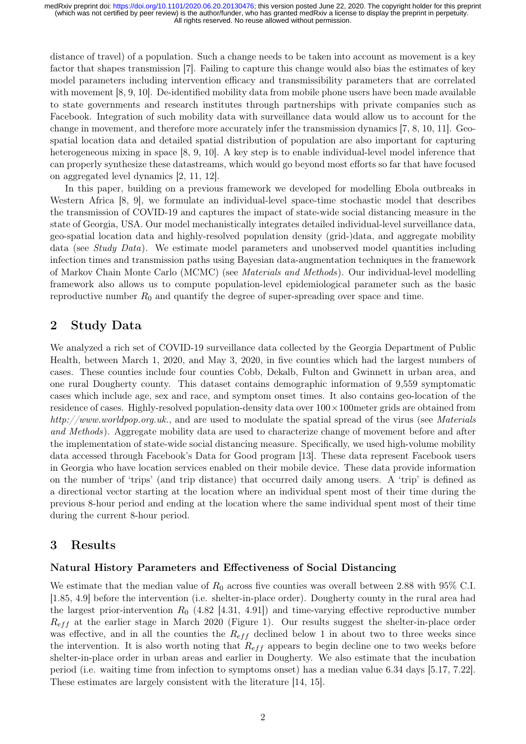distance of travel) of a population. Such a change needs to be taken into account as movement is a key factor that shapes transmission [7]. Failing to capture this change would also bias the estimates of key model parameters including intervention efficacy and transmissibility parameters that are correlated with movement [8, 9, 10]. De-identified mobility data from mobile phone users have been made available to state governments and research institutes through partnerships with private companies such as Facebook. Integration of such mobility data with surveillance data would allow us to account for the change in movement, and therefore more accurately infer the transmission dynamics [7, 8, 10, 11]. Geo-spatial location data and detailed spatial distribution of population are also important for capturing heterogeneous mixing in space [8, 9, 10]. A key step is to enable individual-level model inference that can properly synthesize these datastreams, which would go beyond most efforts so far that have focused on aggregated level dynamics [2, 11, 12].

In this paper, building on a previous framework we developed for modelling Ebola outbreaks in Western Africa [8, 9], we formulate an individual-level space-time stochastic model that describes the transmission of COVID-19 and captures the impact of state-wide social distancing measure in the state of Georgia, USA. Our model mechanistically integrates detailed individual-level surveillance data, geo-spatial location data and highly-resolved population density (grid-)data, and aggregate mobility data (see *Study Data*). We estimate model parameters and unobserved model quantities including infection times and transmission paths using Bayesian data-augmentation techniques in the framework of Markov Chain Monte Carlo (MCMC) (see *Materials and Methods*). Our individual-level modelling framework also allows us to compute population-level epidemiological parameter such as the basic reproductive number $R_0$ and quantify the degree of super-spreading over space and time.

## 2 Study Data

We analyzed a rich set of COVID-19 surveillance data collected by the Georgia Department of Public Health, between March 1, 2020, and May 3, 2020, in five counties which had the largest numbers of cases. These counties include four counties Cobb, Dekalb, Fulton and Gwinnett in urban area, and one rural Dougherty county. This dataset contains demographic information of 9,559 symptomatic cases which include age, sex and race, and symptom onset times. It also contains geo-location of the residence of cases. Highly-resolved population-density data over $100 \times 100$meter grids are obtained from *http://www.worldpop.org.uk.*, and are used to modulate the spatial spread of the virus (see *Materials and Methods*). Aggregate mobility data are used to characterize change of movement before and after the implementation of state-wide social distancing measure. Specifically, we used high-volume mobility data accessed through Facebook's Data for Good program [13]. These data represent Facebook users in Georgia who have location services enabled on their mobile device. These data provide information on the number of 'trips' (and trip distance) that occurred daily among users. A 'trip' is defined as a directional vector starting at the location where an individual spent most of their time during the previous 8-hour period and ending at the location where the same individual spent most of their time during the current 8-hour period.

## 3 Results

### Natural History Parameters and Effectiveness of Social Distancing

We estimate that the median value of $R_0$ across five counties was overall between 2.88 with 95% C.I. [1.85, 4.9] before the intervention (i.e. shelter-in-place order). Dougherty county in the rural area had the largest prior-intervention $R_0$ (4.82 [4.31, 4.91]) and time-varying effective reproductive number $R_{eff}$ at the earlier stage in March 2020 (Figure 1). Our results suggest the shelter-in-place order was effective, and in all the counties the $R_{eff}$ declined below 1 in about two to three weeks since the intervention. It is also worth noting that $R_{eff}$ appears to begin decline one to two weeks before shelter-in-place order in urban areas and earlier in Dougherty. We also estimate that the incubation period (i.e. waiting time from infection to symptoms onset) has a median value 6.34 days [5.17, 7.22]. These estimates are largely consistent with the literature [14, 15].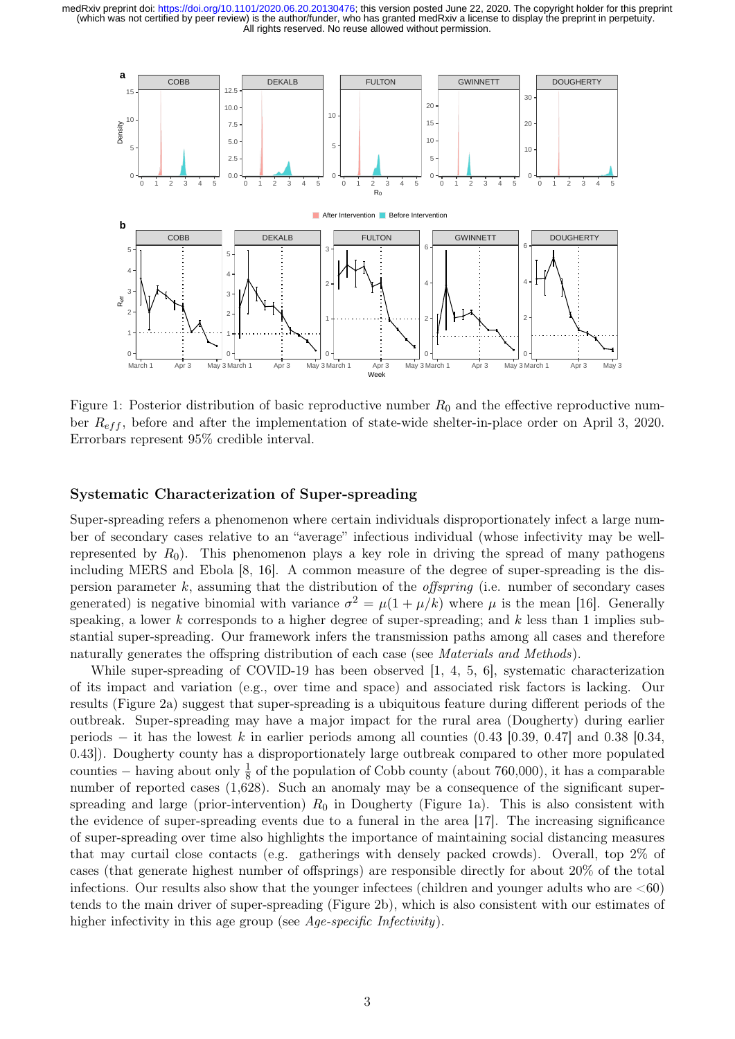Figure 1: Posterior distribution of basic reproductive number $R_0$ and the effective reproductive number $R_{eff}$, before and after the implementation of state-wide shelter-in-place order on April 3, 2020. Errorbars represent 95% credible interval.

## Systematic Characterization of Super-spreading

Super-spreading refers a phenomenon where certain individuals disproportionately infect a large number of secondary cases relative to an "average" infectious individual (whose infectivity may be well-represented by $R_0$). This phenomenon plays a key role in driving the spread of many pathogens including MERS and Ebola [8, 16]. A common measure of the degree of super-spreading is the dispersion parameter $k$, assuming that the distribution of the *offspring* (i.e. number of secondary cases generated) is negative binomial with variance $\sigma^2 = \mu(1 + \mu/k)$ where $\mu$ is the mean [16]. Generally speaking, a lower $k$ corresponds to a higher degree of super-spreading; and $k$ less than 1 implies substantial super-spreading. Our framework infers the transmission paths among all cases and therefore naturally generates the offspring distribution of each case (see *Materials and Methods*).

While super-spreading of COVID-19 has been observed [1, 4, 5, 6], systematic characterization of its impact and variation (e.g., over time and space) and associated risk factors is lacking. Our results (Figure 2a) suggest that super-spreading is a ubiquitous feature during different periods of the outbreak. Super-spreading may have a major impact for the rural area (Dougherty) during earlier periods − it has the lowest $k$ in earlier periods among all counties (0.43 [0.39, 0.47] and 0.38 [0.34, 0.43]). Dougherty county has a disproportionately large outbreak compared to other more populated counties − having about only $\frac{1}{8}$ of the population of Cobb county (about 760,000), it has a comparable number of reported cases (1,628). Such an anomaly may be a consequence of the significant super-spreading and large (prior-intervention) $R_0$ in Dougherty (Figure 1a). This is also consistent with the evidence of super-spreading events due to a funeral in the area [17]. The increasing significance of super-spreading over time also highlights the importance of maintaining social distancing measures that may curtail close contacts (e.g. gatherings with densely packed crowds). Overall, top 2% of cases (that generate highest number of offsprings) are responsible directly for about 20% of the total infections. Our results also show that the younger infectees (children and younger adults who are <60) tends to the main driver of super-spreading (Figure 2b), which is also consistent with our estimates of higher infectivity in this age group (see *Age-specific Infectivity*).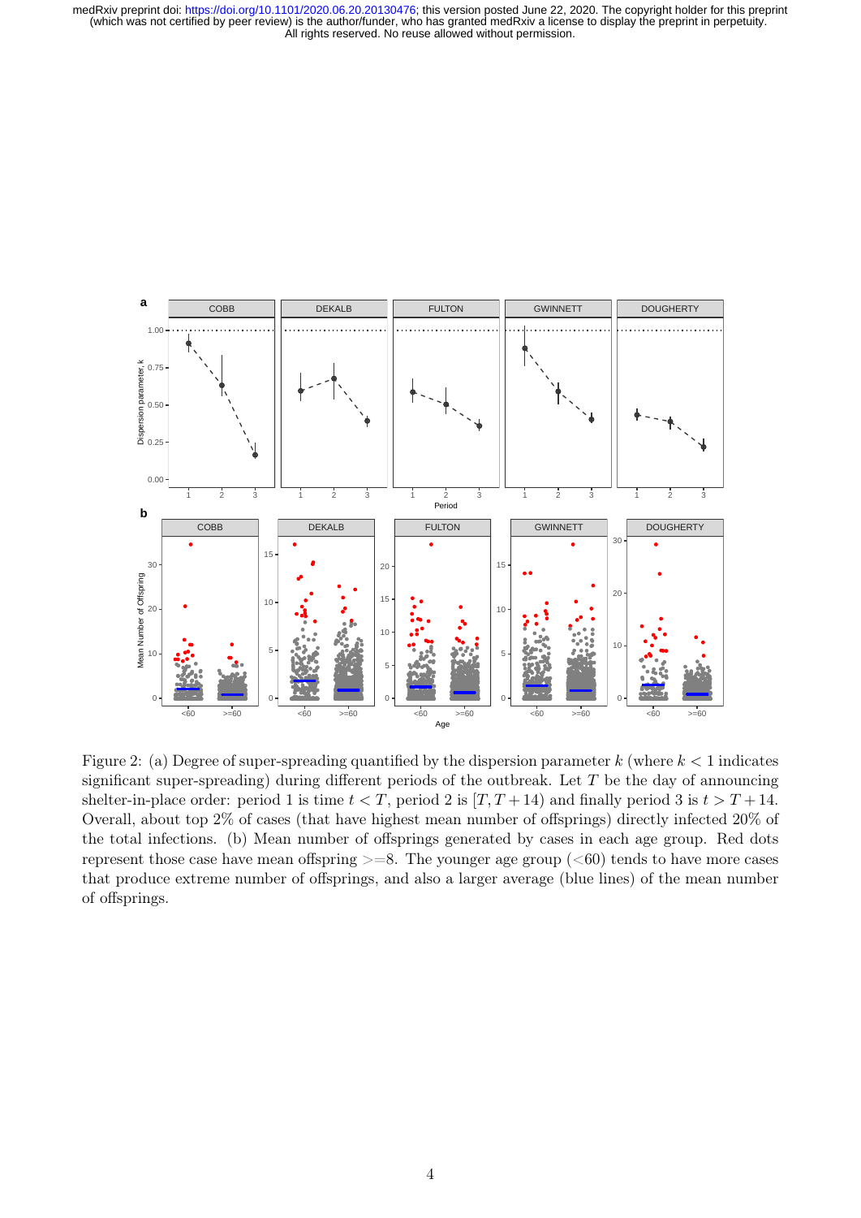Figure 2: (a) Degree of super-spreading quantified by the dispersion parameter $k$ (where $k < 1$ indicates significant super-spreading) during different periods of the outbreak. Let $T$ be the day of announcing shelter-in-place order: period 1 is time $t < T$, period 2 is $[T, T + 14)$ and finally period 3 is $t > T + 14$. Overall, about top 2% of cases (that have highest mean number of offsprings) directly infected 20% of the total infections. (b) Mean number of offsprings generated by cases in each age group. Red dots represent those case have mean offspring >=8. The younger age group (<60) tends to have more cases that produce extreme number of offsprings, and also a larger average (blue lines) of the mean number of offsprings.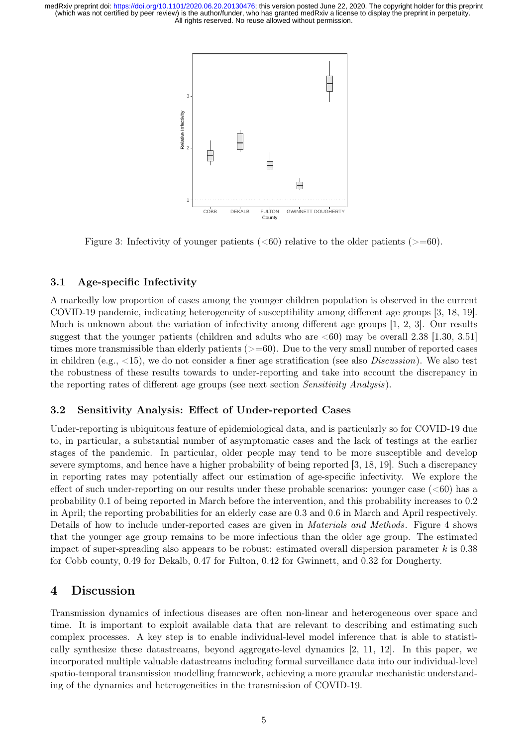Figure 3: Infectivity of younger patients (<60) relative to the older patients (>=60).

### 3.1 Age-specific Infectivity

A markedly low proportion of cases among the younger children population is observed in the current COVID-19 pandemic, indicating heterogeneity of susceptibility among different age groups [3, 18, 19]. Much is unknown about the variation of infectivity among different age groups [1, 2, 3]. Our results suggest that the younger patients (children and adults who are <60) may be overall 2.38 [1.30, 3.51] times more transmissible than elderly patients (>=60). Due to the very small number of reported cases in children (e.g., <15), we do not consider a finer age stratification (see also *Discussion*). We also test the robustness of these results towards to under-reporting and take into account the discrepancy in the reporting rates of different age groups (see next section *Sensitivity Analysis*).

### 3.2 Sensitivity Analysis: Effect of Under-reported Cases

Under-reporting is ubiquitous feature of epidemiological data, and is particularly so for COVID-19 due to, in particular, a substantial number of asymptomatic cases and the lack of testings at the earlier stages of the pandemic. In particular, older people may tend to be more susceptible and develop severe symptoms, and hence have a higher probability of being reported [3, 18, 19]. Such a discrepancy in reporting rates may potentially affect our estimation of age-specific infectivity. We explore the effect of such under-reporting on our results under these probable scenarios: younger case (<60) has a probability 0.1 of being reported in March before the intervention, and this probability increases to 0.2 in April; the reporting probabilities for an elderly case are 0.3 and 0.6 in March and April respectively. Details of how to include under-reported cases are given in *Materials and Methods*. Figure 4 shows that the younger age group remains to be more infectious than the older age group. The estimated impact of super-spreading also appears to be robust: estimated overall dispersion parameter $k$ is 0.38 for Cobb county, 0.49 for Dekalb, 0.47 for Fulton, 0.42 for Gwinnett, and 0.32 for Dougherty.

## 4 Discussion

Transmission dynamics of infectious diseases are often non-linear and heterogeneous over space and time. It is important to exploit available data that are relevant to describing and estimating such complex processes. A key step is to enable individual-level model inference that is able to statistically synthesize these datastreams, beyond aggregate-level dynamics [2, 11, 12]. In this paper, we incorporated multiple valuable datastreams including formal surveillance data into our individual-level spatio-temporal transmission modelling framework, achieving a more granular mechanistic understanding of the dynamics and heterogeneities in the transmission of COVID-19.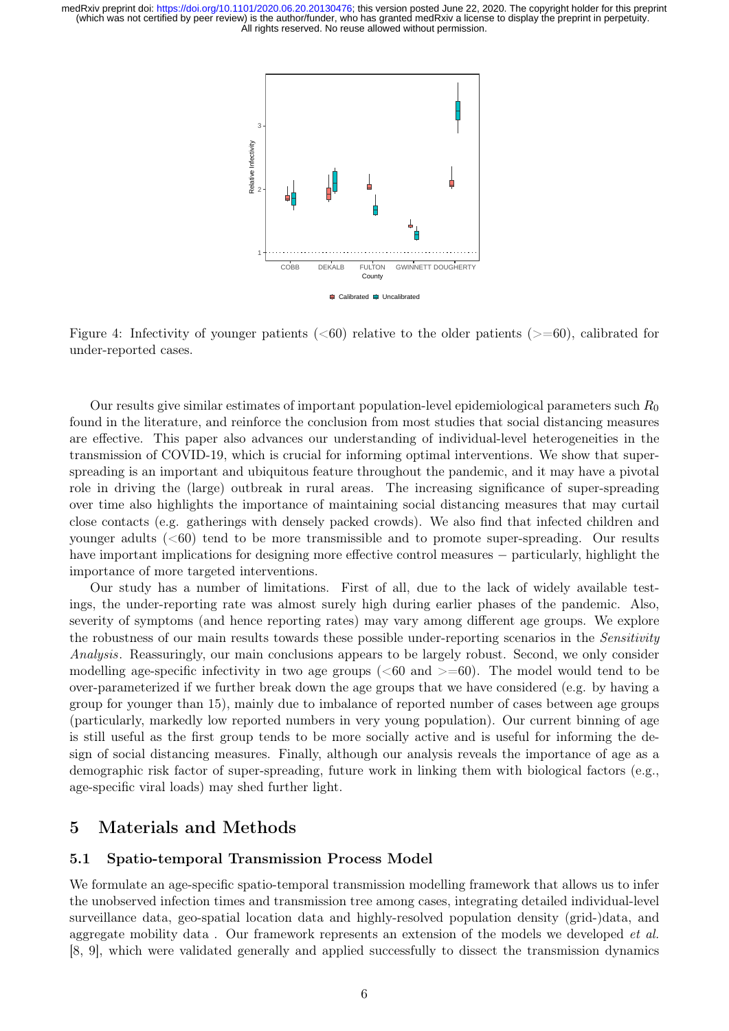Figure 4: Infectivity of younger patients (<60) relative to the older patients (>=60), calibrated for under-reported cases.

Our results give similar estimates of important population-level epidemiological parameters such $R_0$ found in the literature, and reinforce the conclusion from most studies that social distancing measures are effective. This paper also advances our understanding of individual-level heterogeneities in the transmission of COVID-19, which is crucial for informing optimal interventions. We show that super-spreading is an important and ubiquitous feature throughout the pandemic, and it may have a pivotal role in driving the (large) outbreak in rural areas. The increasing significance of super-spreading over time also highlights the importance of maintaining social distancing measures that may curtail close contacts (e.g. gatherings with densely packed crowds). We also find that infected children and younger adults (<60) tend to be more transmissible and to promote super-spreading. Our results have important implications for designing more effective control measures − particularly, highlight the importance of more targeted interventions.

Our study has a number of limitations. First of all, due to the lack of widely available testings, the under-reporting rate was almost surely high during earlier phases of the pandemic. Also, severity of symptoms (and hence reporting rates) may vary among different age groups. We explore the robustness of our main results towards these possible under-reporting scenarios in the *Sensitivity Analysis*. Reassuringly, our main conclusions appears to be largely robust. Second, we only consider modelling age-specific infectivity in two age groups (<60 and >=60). The model would tend to be over-parameterized if we further break down the age groups that we have considered (e.g. by having a group for younger than 15), mainly due to imbalance of reported number of cases between age groups (particularly, markedly low reported numbers in very young population). Our current binning of age is still useful as the first group tends to be more socially active and is useful for informing the design of social distancing measures. Finally, although our analysis reveals the importance of age as a demographic risk factor of super-spreading, future work in linking them with biological factors (e.g., age-specific viral loads) may shed further light.

# 5 Materials and Methods

## 5.1 Spatio-temporal Transmission Process Model

We formulate an age-specific spatio-temporal transmission modelling framework that allows us to infer the unobserved infection times and transmission tree among cases, integrating detailed individual-level surveillance data, geo-spatial location data and highly-resolved population density (grid-)data, and aggregate mobility data . Our framework represents an extension of the models we developed *et al.* [8, 9], which were validated generally and applied successfully to dissect the transmission dynamics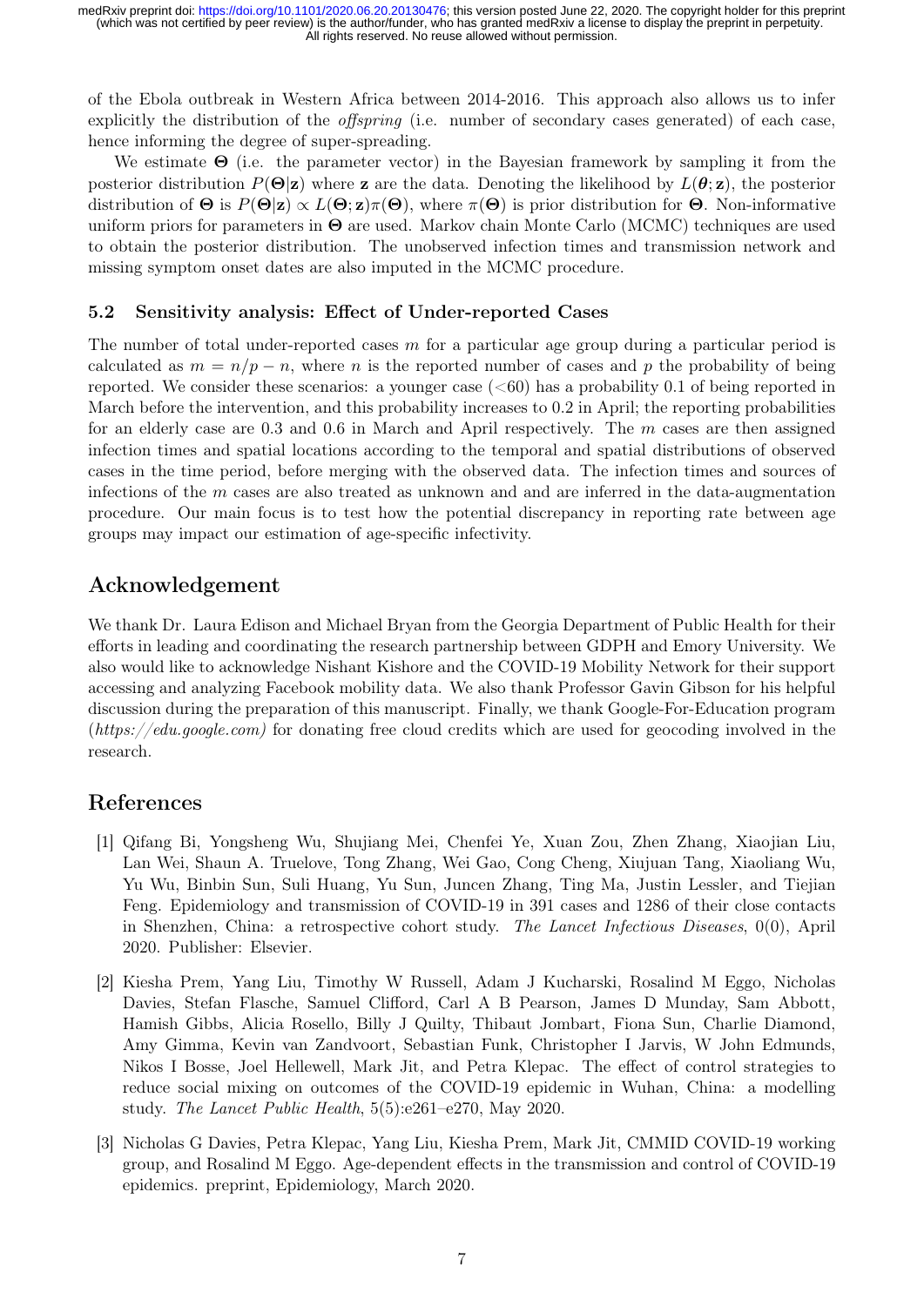of the Ebola outbreak in Western Africa between 2014-2016. This approach also allows us to infer explicitly the distribution of the *offspring* (i.e. number of secondary cases generated) of each case, hence informing the degree of super-spreading.

We estimate $\boldsymbol{\Theta}$ (i.e. the parameter vector) in the Bayesian framework by sampling it from the posterior distribution $P(\boldsymbol{\Theta}|\mathbf{z})$ where $\mathbf{z}$ are the data. Denoting the likelihood by $L(\boldsymbol{\theta};\mathbf{z})$, the posterior distribution of $\boldsymbol{\Theta}$ is $P(\boldsymbol{\Theta}|\mathbf{z}) \propto L(\boldsymbol{\Theta};\mathbf{z})\pi(\boldsymbol{\Theta})$, where $\pi(\boldsymbol{\Theta})$ is prior distribution for $\boldsymbol{\Theta}$. Non-informative uniform priors for parameters in $\boldsymbol{\Theta}$ are used. Markov chain Monte Carlo (MCMC) techniques are used to obtain the posterior distribution. The unobserved infection times and transmission network and missing symptom onset dates are also imputed in the MCMC procedure.

### 5.2 Sensitivity analysis: Effect of Under-reported Cases

The number of total under-reported cases $m$ for a particular age group during a particular period is calculated as $m = n/p - n$, where $n$ is the reported number of cases and $p$ the probability of being reported. We consider these scenarios: a younger case (<60) has a probability 0.1 of being reported in March before the intervention, and this probability increases to 0.2 in April; the reporting probabilities for an elderly case are 0.3 and 0.6 in March and April respectively. The $m$ cases are then assigned infection times and spatial locations according to the temporal and spatial distributions of observed cases in the time period, before merging with the observed data. The infection times and sources of infections of the $m$ cases are also treated as unknown and and are inferred in the data-augmentation procedure. Our main focus is to test how the potential discrepancy in reporting rate between age groups may impact our estimation of age-specific infectivity.

## Acknowledgement

We thank Dr. Laura Edison and Michael Bryan from the Georgia Department of Public Health for their efforts in leading and coordinating the research partnership between GDPH and Emory University. We also would like to acknowledge Nishant Kishore and the COVID-19 Mobility Network for their support accessing and analyzing Facebook mobility data. We also thank Professor Gavin Gibson for his helpful discussion during the preparation of this manuscript. Finally, we thank Google-For-Education program (*https://edu.google.com)* for donating free cloud credits which are used for geocoding involved in the research.

## References

[1] Qifang Bi, Yongsheng Wu, Shujiang Mei, Chenfei Ye, Xuan Zou, Zhen Zhang, Xiaojian Liu, Lan Wei, Shaun A. Truelove, Tong Zhang, Wei Gao, Cong Cheng, Xiujuan Tang, Xiaoliang Wu, Yu Wu, Binbin Sun, Suli Huang, Yu Sun, Juncen Zhang, Ting Ma, Justin Lessler, and Tiejian Feng. Epidemiology and transmission of COVID-19 in 391 cases and 1286 of their close contacts in Shenzhen, China: a retrospective cohort study. *The Lancet Infectious Diseases*, 0(0), April 2020. Publisher: Elsevier.

[2] Kiesha Prem, Yang Liu, Timothy W Russell, Adam J Kucharski, Rosalind M Eggo, Nicholas Davies, Stefan Flasche, Samuel Clifford, Carl A B Pearson, James D Munday, Sam Abbott, Hamish Gibbs, Alicia Rosello, Billy J Quilty, Thibaut Jombart, Fiona Sun, Charlie Diamond, Amy Gimma, Kevin van Zandvoort, Sebastian Funk, Christopher I Jarvis, W John Edmunds, Nikos I Bosse, Joel Hellewell, Mark Jit, and Petra Klepac. The effect of control strategies to reduce social mixing on outcomes of the COVID-19 epidemic in Wuhan, China: a modelling study. *The Lancet Public Health*, 5(5):e261–e270, May 2020.

[3] Nicholas G Davies, Petra Klepac, Yang Liu, Kiesha Prem, Mark Jit, CMMID COVID-19 working group, and Rosalind M Eggo. Age-dependent effects in the transmission and control of COVID-19 epidemics. preprint, Epidemiology, March 2020.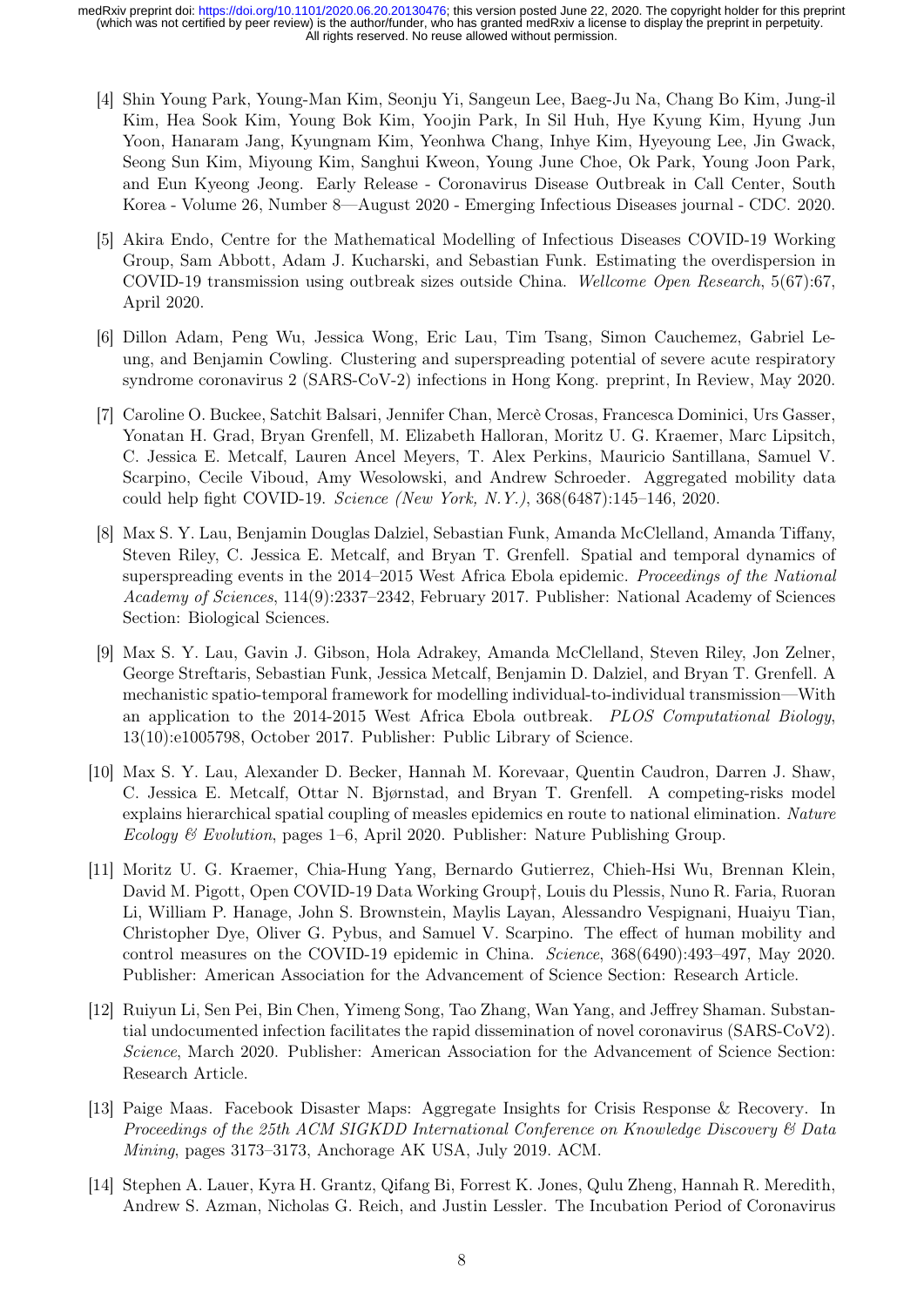[4] Shin Young Park, Young-Man Kim, Seonju Yi, Sangeun Lee, Baeg-Ju Na, Chang Bo Kim, Jung-il Kim, Hea Sook Kim, Young Bok Kim, Yoojin Park, In Sil Huh, Hye Kyung Kim, Hyung Jun Yoon, Hanaram Jang, Kyungnam Kim, Yeonhwa Chang, Inhye Kim, Hyeyoung Lee, Jin Gwack, Seong Sun Kim, Miyoung Kim, Sanghui Kweon, Young June Choe, Ok Park, Young Joon Park, and Eun Kyeong Jeong. Early Release - Coronavirus Disease Outbreak in Call Center, South Korea - Volume 26, Number 8—August 2020 - Emerging Infectious Diseases journal - CDC. 2020.

[5] Akira Endo, Centre for the Mathematical Modelling of Infectious Diseases COVID-19 Working Group, Sam Abbott, Adam J. Kucharski, and Sebastian Funk. Estimating the overdispersion in COVID-19 transmission using outbreak sizes outside China. *Wellcome Open Research*, 5(67):67, April 2020.

[6] Dillon Adam, Peng Wu, Jessica Wong, Eric Lau, Tim Tsang, Simon Cauchemez, Gabriel Leung, and Benjamin Cowling. Clustering and superspreading potential of severe acute respiratory syndrome coronavirus 2 (SARS-CoV-2) infections in Hong Kong. preprint, In Review, May 2020.

[7] Caroline O. Buckee, Satchit Balsari, Jennifer Chan, Mercè Crosas, Francesca Dominici, Urs Gasser, Yonatan H. Grad, Bryan Grenfell, M. Elizabeth Halloran, Moritz U. G. Kraemer, Marc Lipsitch, C. Jessica E. Metcalf, Lauren Ancel Meyers, T. Alex Perkins, Mauricio Santillana, Samuel V. Scarpino, Cecile Viboud, Amy Wesolowski, and Andrew Schroeder. Aggregated mobility data could help fight COVID-19. *Science (New York, N.Y.)*, 368(6487):145–146, 2020.

[8] Max S. Y. Lau, Benjamin Douglas Dalziel, Sebastian Funk, Amanda McClelland, Amanda Tiffany, Steven Riley, C. Jessica E. Metcalf, and Bryan T. Grenfell. Spatial and temporal dynamics of superspreading events in the 2014–2015 West Africa Ebola epidemic. *Proceedings of the National Academy of Sciences*, 114(9):2337–2342, February 2017. Publisher: National Academy of Sciences Section: Biological Sciences.

[9] Max S. Y. Lau, Gavin J. Gibson, Hola Adrakey, Amanda McClelland, Steven Riley, Jon Zelner, George Streftaris, Sebastian Funk, Jessica Metcalf, Benjamin D. Dalziel, and Bryan T. Grenfell. A mechanistic spatio-temporal framework for modelling individual-to-individual transmission—With an application to the 2014-2015 West Africa Ebola outbreak. *PLOS Computational Biology*, 13(10):e1005798, October 2017. Publisher: Public Library of Science.

[10] Max S. Y. Lau, Alexander D. Becker, Hannah M. Korevaar, Quentin Caudron, Darren J. Shaw, C. Jessica E. Metcalf, Ottar N. Bjørnstad, and Bryan T. Grenfell. A competing-risks model explains hierarchical spatial coupling of measles epidemics en route to national elimination. *Nature Ecology & Evolution*, pages 1–6, April 2020. Publisher: Nature Publishing Group.

[11] Moritz U. G. Kraemer, Chia-Hung Yang, Bernardo Gutierrez, Chieh-Hsi Wu, Brennan Klein, David M. Pigott, Open COVID-19 Data Working Group†, Louis du Plessis, Nuno R. Faria, Ruoran Li, William P. Hanage, John S. Brownstein, Maylis Layan, Alessandro Vespignani, Huaiyu Tian, Christopher Dye, Oliver G. Pybus, and Samuel V. Scarpino. The effect of human mobility and control measures on the COVID-19 epidemic in China. *Science*, 368(6490):493–497, May 2020. Publisher: American Association for the Advancement of Science Section: Research Article.

[12] Ruiyun Li, Sen Pei, Bin Chen, Yimeng Song, Tao Zhang, Wan Yang, and Jeffrey Shaman. Substantial undocumented infection facilitates the rapid dissemination of novel coronavirus (SARS-CoV2). *Science*, March 2020. Publisher: American Association for the Advancement of Science Section: Research Article.

[13] Paige Maas. Facebook Disaster Maps: Aggregate Insights for Crisis Response & Recovery. In *Proceedings of the 25th ACM SIGKDD International Conference on Knowledge Discovery & Data Mining*, pages 3173–3173, Anchorage AK USA, July 2019. ACM.

[14] Stephen A. Lauer, Kyra H. Grantz, Qifang Bi, Forrest K. Jones, Qulu Zheng, Hannah R. Meredith, Andrew S. Azman, Nicholas G. Reich, and Justin Lessler. The Incubation Period of Coronavirus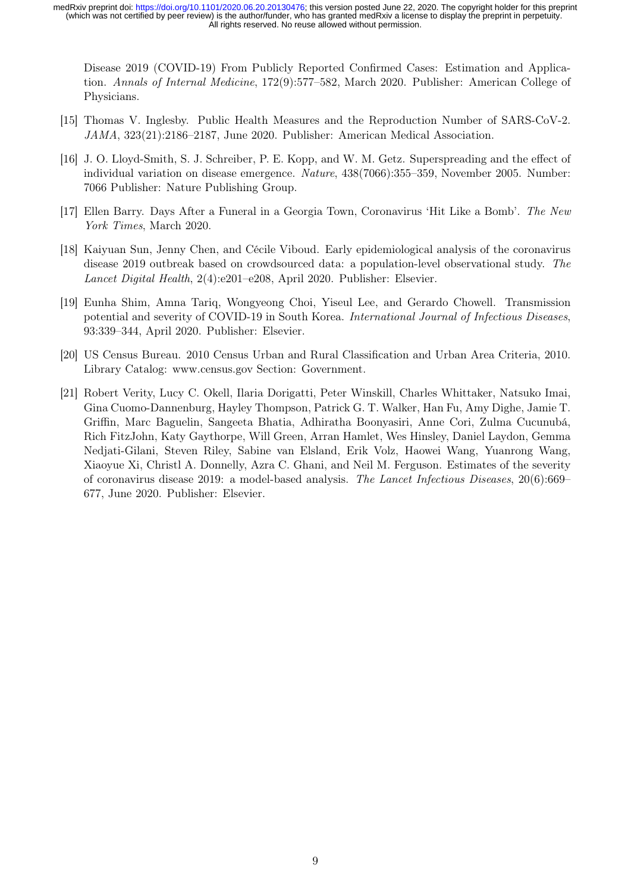Disease 2019 (COVID-19) From Publicly Reported Confirmed Cases: Estimation and Application. *Annals of Internal Medicine*, 172(9):577–582, March 2020. Publisher: American College of Physicians.

[15] Thomas V. Inglesby. Public Health Measures and the Reproduction Number of SARS-CoV-2. *JAMA*, 323(21):2186–2187, June 2020. Publisher: American Medical Association.

[16] J. O. Lloyd-Smith, S. J. Schreiber, P. E. Kopp, and W. M. Getz. Superspreading and the effect of individual variation on disease emergence. *Nature*, 438(7066):355–359, November 2005. Number: 7066 Publisher: Nature Publishing Group.

[17] Ellen Barry. Days After a Funeral in a Georgia Town, Coronavirus 'Hit Like a Bomb'. *The New York Times*, March 2020.

[18] Kaiyuan Sun, Jenny Chen, and Cécile Viboud. Early epidemiological analysis of the coronavirus disease 2019 outbreak based on crowdsourced data: a population-level observational study. *The Lancet Digital Health*, 2(4):e201–e208, April 2020. Publisher: Elsevier.

[19] Eunha Shim, Amna Tariq, Wongyeong Choi, Yiseul Lee, and Gerardo Chowell. Transmission potential and severity of COVID-19 in South Korea. *International Journal of Infectious Diseases*, 93:339–344, April 2020. Publisher: Elsevier.

[20] US Census Bureau. 2010 Census Urban and Rural Classification and Urban Area Criteria, 2010. Library Catalog: www.census.gov Section: Government.

[21] Robert Verity, Lucy C. Okell, Ilaria Dorigatti, Peter Winskill, Charles Whittaker, Natsuko Imai, Gina Cuomo-Dannenburg, Hayley Thompson, Patrick G. T. Walker, Han Fu, Amy Dighe, Jamie T. Griffin, Marc Baguelin, Sangeeta Bhatia, Adhiratha Boonyasiri, Anne Cori, Zulma Cucunubá, Rich FitzJohn, Katy Gaythorpe, Will Green, Arran Hamlet, Wes Hinsley, Daniel Laydon, Gemma Nedjati-Gilani, Steven Riley, Sabine van Elsland, Erik Volz, Haowei Wang, Yuanrong Wang, Xiaoyue Xi, Christl A. Donnelly, Azra C. Ghani, and Neil M. Ferguson. Estimates of the severity of coronavirus disease 2019: a model-based analysis. *The Lancet Infectious Diseases*, 20(6):669–677, June 2020. Publisher: Elsevier.